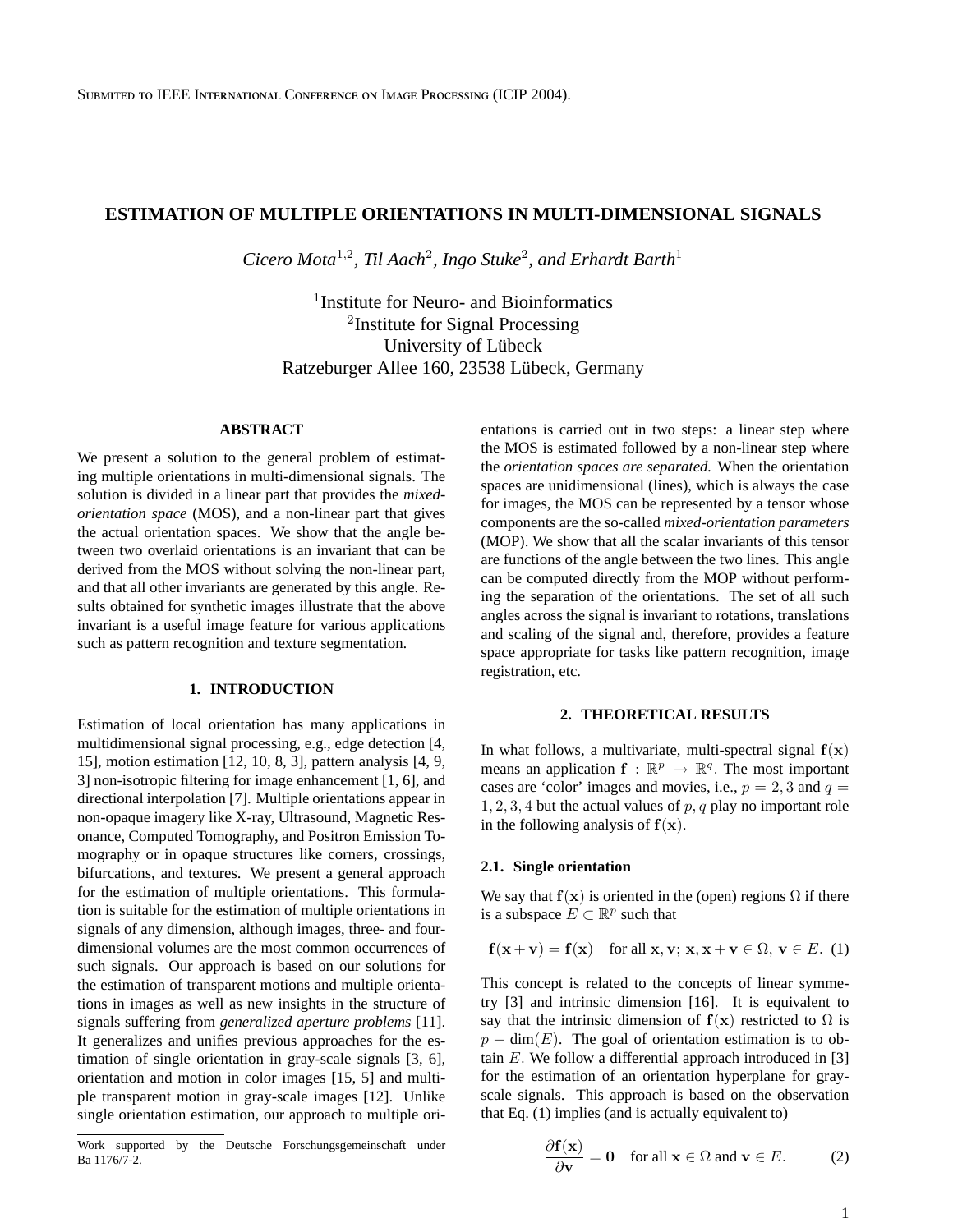Submited to IEEE International Conference on Image Processing (ICIP 2004).

# ESTIMATION OF MULTIPLE ORIENTATIONS IN MULTI-DIMENSIONAL SIGNALS

*Cicero Mota[1,2], Til Aach[2], Ingo Stuke[2], and Erhardt Barth[1]*

[1]Institute for Neuro- and Bioinformatics
[2]Institute for Signal Processing
University of Lübeck
Ratzeburger Allee 160, 23538 Lübeck, Germany

## ABSTRACT

We present a solution to the general problem of estimating multiple orientations in multi-dimensional signals. The solution is divided in a linear part that provides the *mixed-orientation space* (MOS), and a non-linear part that gives the actual orientation spaces. We show that the angle between two overlaid orientations is an invariant that can be derived from the MOS without solving the non-linear part, and that all other invariants are generated by this angle. Results obtained for synthetic images illustrate that the above invariant is a useful image feature for various applications such as pattern recognition and texture segmentation.

## 1. INTRODUCTION

Estimation of local orientation has many applications in multidimensional signal processing, e.g., edge detection [4, 15], motion estimation [12, 10, 8, 3], pattern analysis [4, 9, 3] non-isotropic filtering for image enhancement [1, 6], and directional interpolation [7]. Multiple orientations appear in non-opaque imagery like X-ray, Ultrasound, Magnetic Resonance, Computed Tomography, and Positron Emission Tomography or in opaque structures like corners, crossings, bifurcations, and textures. We present a general approach for the estimation of multiple orientations. This formulation is suitable for the estimation of multiple orientations in signals of any dimension, although images, three- and four-dimensional volumes are the most common occurrences of such signals. Our approach is based on our solutions for the estimation of transparent motions and multiple orientations in images as well as new insights in the structure of signals suffering from *generalized aperture problems* [11]. It generalizes and unifies previous approaches for the estimation of single orientation in gray-scale signals [3, 6], orientation and motion in color images [15, 5] and multiple transparent motion in gray-scale images [12]. Unlike single orientation estimation, our approach to multiple orientations is carried out in two steps: a linear step where the MOS is estimated followed by a non-linear step where the *orientation spaces are separated.* When the orientation spaces are unidimensional (lines), which is always the case for images, the MOS can be represented by a tensor whose components are the so-called *mixed-orientation parameters* (MOP). We show that all the scalar invariants of this tensor are functions of the angle between the two lines. This angle can be computed directly from the MOP without performing the separation of the orientations. The set of all such angles across the signal is invariant to rotations, translations and scaling of the signal and, therefore, provides a feature space appropriate for tasks like pattern recognition, image registration, etc.

Work supported by the Deutsche Forschungsgemeinschaft under Ba 1176/7-2.

## 2. THEORETICAL RESULTS

In what follows, a multivariate, multi-spectral signal $\mathbf{f}(\mathbf{x})$ means an application $\mathbf{f} : \mathbb{R}^p \to \mathbb{R}^q$. The most important cases are 'color' images and movies, i.e., $p = 2, 3$ and $q = 1, 2, 3, 4$ but the actual values of $p, q$ play no important role in the following analysis of $\mathbf{f}(\mathbf{x})$.

### 2.1. Single orientation

We say that $\mathbf{f}(\mathbf{x})$ is oriented in the (open) regions $\Omega$ if there is a subspace $E \subset \mathbb{R}^p$ such that

$$\mathbf{f}(\mathbf{x}+\mathbf{v}) = \mathbf{f}(\mathbf{x}) \quad \text{for all } \mathbf{x}, \mathbf{v};\ \mathbf{x}, \mathbf{x}+\mathbf{v} \in \Omega,\ \mathbf{v} \in E. \tag{1}$$

This concept is related to the concepts of linear symmetry [3] and intrinsic dimension [16]. It is equivalent to say that the intrinsic dimension of $\mathbf{f}(\mathbf{x})$ restricted to $\Omega$ is $p - \dim(E)$. The goal of orientation estimation is to obtain $E$. We follow a differential approach introduced in [3] for the estimation of an orientation hyperplane for gray-scale signals. This approach is based on the observation that Eq. (1) implies (and is actually equivalent to)

$$\frac{\partial \mathbf{f}(\mathbf{x})}{\partial \mathbf{v}} = \mathbf{0} \quad \text{for all } \mathbf{x} \in \Omega \text{ and } \mathbf{v} \in E. \tag{2}$$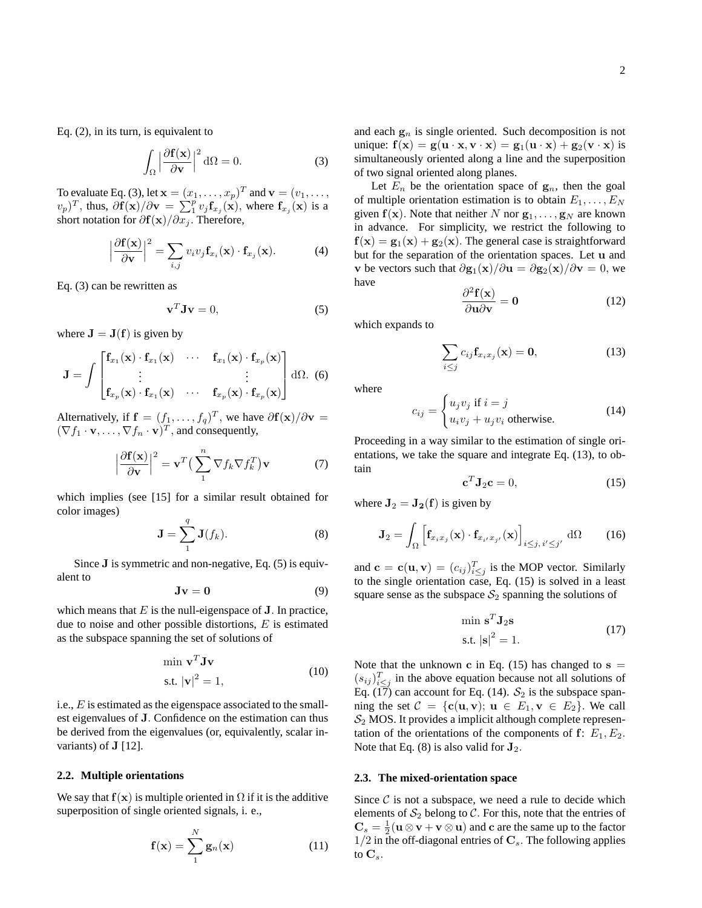Eq. (2), in its turn, is equivalent to

$$\int_\Omega \Big|\frac{\partial \mathbf{f}(\mathbf{x})}{\partial \mathbf{v}}\Big|^2 \,\mathrm{d}\Omega = 0. \tag{3}$$

To evaluate Eq. (3), let $\mathbf{x} = (x_1, \ldots, x_p)^T$ and $\mathbf{v} = (v_1, \ldots, v_p)^T$, thus, $\partial \mathbf{f}(\mathbf{x})/\partial \mathbf{v} = \sum_1^p v_j \mathbf{f}_{x_j}(\mathbf{x})$, where $\mathbf{f}_{x_j}(\mathbf{x})$ is a short notation for $\partial \mathbf{f}(\mathbf{x})/\partial x_j$. Therefore,

$$\Big|\frac{\partial \mathbf{f}(\mathbf{x})}{\partial \mathbf{v}}\Big|^2 = \sum_{i,j} v_i v_j \mathbf{f}_{x_i}(\mathbf{x}) \cdot \mathbf{f}_{x_j}(\mathbf{x}). \tag{4}$$

Eq. (3) can be rewritten as

$$\mathbf{v}^T \mathbf{J} \mathbf{v} = 0, \tag{5}$$

where $\mathbf{J} = \mathbf{J}(\mathbf{f})$ is given by

$$\mathbf{J} = \int \begin{bmatrix} \mathbf{f}_{x_1}(\mathbf{x}) \cdot \mathbf{f}_{x_1}(\mathbf{x}) & \cdots & \mathbf{f}_{x_1}(\mathbf{x}) \cdot \mathbf{f}_{x_p}(\mathbf{x}) \\ \vdots & & \vdots \\ \mathbf{f}_{x_p}(\mathbf{x}) \cdot \mathbf{f}_{x_1}(\mathbf{x}) & \cdots & \mathbf{f}_{x_p}(\mathbf{x}) \cdot \mathbf{f}_{x_p}(\mathbf{x}) \end{bmatrix} \mathrm{d}\Omega. \tag{6}$$

Alternatively, if $\mathbf{f} = (f_1, \ldots, f_q)^T$, we have $\partial \mathbf{f}(\mathbf{x})/\partial \mathbf{v} = (\nabla f_1 \cdot \mathbf{v}, \ldots, \nabla f_n \cdot \mathbf{v})^T$, and consequently,

$$\Big|\frac{\partial \mathbf{f}(\mathbf{x})}{\partial \mathbf{v}}\Big|^2 = \mathbf{v}^T \big(\sum_1^n \nabla f_k \nabla f_k^T\big)\mathbf{v} \tag{7}$$

which implies (see [15] for a similar result obtained for color images)

$$\mathbf{J} = \sum_1^q \mathbf{J}(f_k). \tag{8}$$

Since $\mathbf{J}$ is symmetric and non-negative, Eq. (5) is equivalent to

$$\mathbf{J}\mathbf{v} = \mathbf{0} \tag{9}$$

which means that $E$ is the null-eigenspace of $\mathbf{J}$. In practice, due to noise and other possible distortions, $E$ is estimated as the subspace spanning the set of solutions of

$$\begin{aligned} &\min\ \mathbf{v}^T \mathbf{J} \mathbf{v} \\ &\text{s.t. } |\mathbf{v}|^2 = 1, \end{aligned} \tag{10}$$

i.e., $E$ is estimated as the eigenspace associated to the smallest eigenvalues of $\mathbf{J}$. Confidence on the estimation can thus be derived from the eigenvalues (or, equivalently, scalar invariants) of $\mathbf{J}$ [12].

### 2.2. Multiple orientations

We say that $\mathbf{f}(\mathbf{x})$ is multiple oriented in $\Omega$ if it is the additive superposition of single oriented signals, i. e.,

$$\mathbf{f}(\mathbf{x}) = \sum_1^N \mathbf{g}_n(\mathbf{x}) \tag{11}$$

and each $\mathbf{g}_n$ is single oriented. Such decomposition is not unique: $\mathbf{f}(\mathbf{x}) = \mathbf{g}(\mathbf{u}\cdot\mathbf{x}, \mathbf{v}\cdot\mathbf{x}) = \mathbf{g}_1(\mathbf{u}\cdot\mathbf{x}) + \mathbf{g}_2(\mathbf{v}\cdot\mathbf{x})$ is simultaneously oriented along a line and the superposition of two signal oriented along planes.

Let $E_n$ be the orientation space of $\mathbf{g}_n$, then the goal of multiple orientation estimation is to obtain $E_1, \ldots, E_N$ given $\mathbf{f}(\mathbf{x})$. Note that neither $N$ nor $\mathbf{g}_1, \ldots, \mathbf{g}_N$ are known in advance. For simplicity, we restrict the following to $\mathbf{f}(\mathbf{x}) = \mathbf{g}_1(\mathbf{x}) + \mathbf{g}_2(\mathbf{x})$. The general case is straightforward but for the separation of the orientation spaces. Let $\mathbf{u}$ and $\mathbf{v}$ be vectors such that $\partial \mathbf{g}_1(\mathbf{x})/\partial \mathbf{u} = \partial \mathbf{g}_2(\mathbf{x})/\partial \mathbf{v} = 0$, we have

$$\frac{\partial^2 \mathbf{f}(\mathbf{x})}{\partial \mathbf{u} \partial \mathbf{v}} = \mathbf{0} \tag{12}$$

which expands to

$$\sum_{i \le j} c_{ij} \mathbf{f}_{x_i x_j}(\mathbf{x}) = \mathbf{0}, \tag{13}$$

where

$$c_{ij} = \begin{cases} u_j v_j \text{ if } i = j \\ u_i v_j + u_j v_i \text{ otherwise.} \end{cases} \tag{14}$$

Proceeding in a way similar to the estimation of single orientations, we take the square and integrate Eq. (13), to obtain

$$\mathbf{c}^T \mathbf{J}_2 \mathbf{c} = 0, \tag{15}$$

where $\mathbf{J}_2 = \mathbf{J_2}(\mathbf{f})$ is given by

$$\mathbf{J}_2 = \int_\Omega \Big[\mathbf{f}_{x_i x_j}(\mathbf{x}) \cdot \mathbf{f}_{x_{i'} x_{j'}}(\mathbf{x})\Big]_{i \le j,\, i' \le j'} \mathrm{d}\Omega \tag{16}$$

and $\mathbf{c} = \mathbf{c}(\mathbf{u}, \mathbf{v}) = (c_{ij})^T_{i \le j}$ is the MOP vector. Similarly to the single orientation case, Eq. (15) is solved in a least square sense as the subspace $\mathcal{S}_2$ spanning the solutions of

$$\begin{aligned} &\min\ \mathbf{s}^T \mathbf{J}_2 \mathbf{s} \\ &\text{s.t. } |\mathbf{s}|^2 = 1. \end{aligned} \tag{17}$$

Note that the unknown $\mathbf{c}$ in Eq. (15) has changed to $\mathbf{s} = (s_{ij})^T_{i \le j}$ in the above equation because not all solutions of Eq. (17) can account for Eq. (14). $\mathcal{S}_2$ is the subspace spanning the set $\mathcal{C} = \{\mathbf{c}(\mathbf{u}, \mathbf{v});\ \mathbf{u} \in E_1, \mathbf{v} \in E_2\}$. We call $\mathcal{S}_2$ MOS. It provides a implicit although complete representation of the orientations of the components of $\mathbf{f}$: $E_1, E_2$. Note that Eq. (8) is also valid for $\mathbf{J}_2$.

### 2.3. The mixed-orientation space

Since $\mathcal{C}$ is not a subspace, we need a rule to decide which elements of $\mathcal{S}_2$ belong to $\mathcal{C}$. For this, note that the entries of $\mathbf{C}_s = \frac{1}{2}(\mathbf{u} \otimes \mathbf{v} + \mathbf{v} \otimes \mathbf{u})$ and $\mathbf{c}$ are the same up to the factor $1/2$ in the off-diagonal entries of $\mathbf{C}_s$. The following applies to $\mathbf{C}_s$.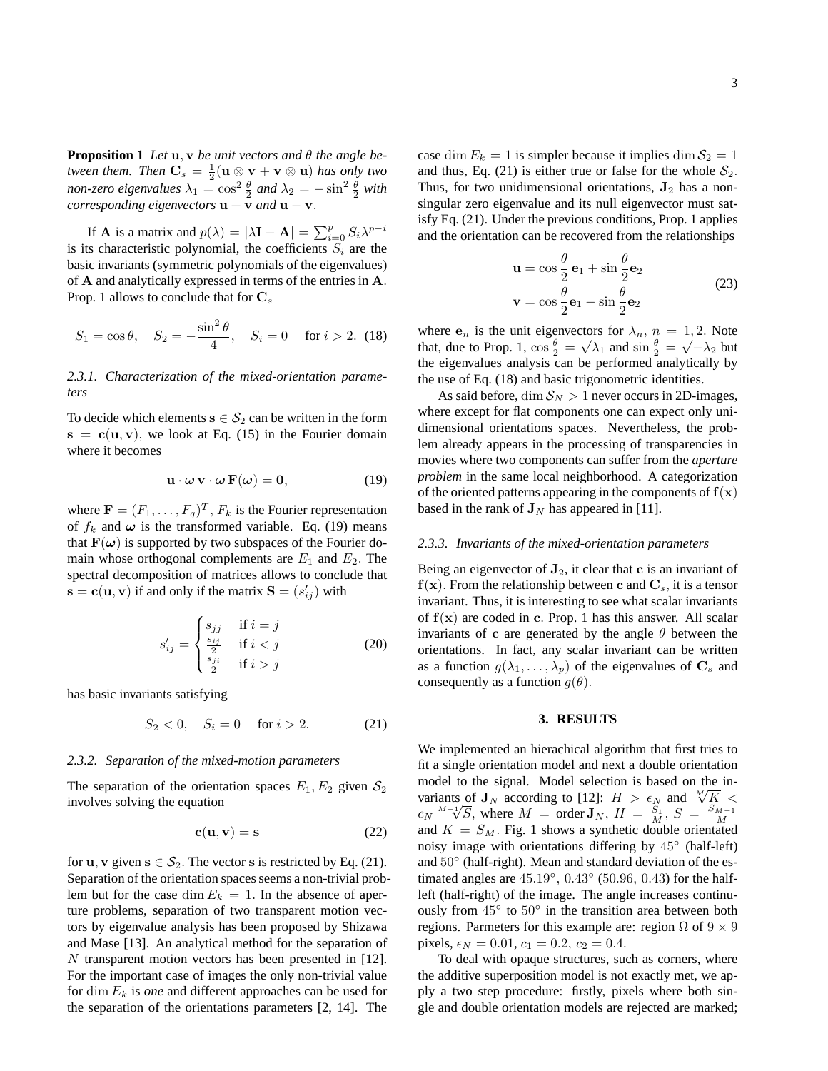**Proposition 1** *Let* $\mathbf{u}, \mathbf{v}$ *be unit vectors and* $\theta$ *the angle between them. Then* $\mathbf{C}_s = \frac{1}{2}(\mathbf{u} \otimes \mathbf{v} + \mathbf{v} \otimes \mathbf{u})$ *has only two non-zero eigenvalues* $\lambda_1 = \cos^2 \frac{\theta}{2}$ *and* $\lambda_2 = -\sin^2 \frac{\theta}{2}$ *with corresponding eigenvectors* $\mathbf{u} + \mathbf{v}$ *and* $\mathbf{u} - \mathbf{v}$.

If $\mathbf{A}$ is a matrix and $p(\lambda) = |\lambda \mathbf{I} - \mathbf{A}| = \sum_{i=0}^{p} S_i \lambda^{p-i}$ is its characteristic polynomial, the coefficients $S_i$ are the basic invariants (symmetric polynomials of the eigenvalues) of $\mathbf{A}$ and analytically expressed in terms of the entries in $\mathbf{A}$. Prop. 1 allows to conclude that for $\mathbf{C}_s$

$$S_1 = \cos\theta, \quad S_2 = -\frac{\sin^2\theta}{4}, \quad S_i = 0 \quad \text{for } i > 2. \tag{18}$$

### 2.3.1. Characterization of the mixed-orientation parameters

To decide which elements $\mathbf{s} \in \mathcal{S}_2$ can be written in the form $\mathbf{s} = \mathbf{c}(\mathbf{u}, \mathbf{v})$, we look at Eq. (15) in the Fourier domain where it becomes

$$\mathbf{u} \cdot \boldsymbol{\omega}\, \mathbf{v} \cdot \boldsymbol{\omega}\, \mathbf{F}(\boldsymbol{\omega}) = \mathbf{0}, \tag{19}$$

where $\mathbf{F} = (F_1, \ldots, F_q)^T$, $F_k$ is the Fourier representation of $f_k$ and $\boldsymbol{\omega}$ is the transformed variable. Eq. (19) means that $\mathbf{F}(\boldsymbol{\omega})$ is supported by two subspaces of the Fourier domain whose orthogonal complements are $E_1$ and $E_2$. The spectral decomposition of matrices allows to conclude that $\mathbf{s} = \mathbf{c}(\mathbf{u}, \mathbf{v})$ if and only if the matrix $\mathbf{S} = (s'_{ij})$ with

$$s'_{ij} = \begin{cases} s_{jj} & \text{if } i = j \\ \frac{s_{ij}}{2} & \text{if } i < j \\ \frac{s_{ji}}{2} & \text{if } i > j \end{cases} \tag{20}$$

has basic invariants satisfying

$$S_2 < 0, \quad S_i = 0 \quad \text{for } i > 2. \tag{21}$$

### 2.3.2. Separation of the mixed-motion parameters

The separation of the orientation spaces $E_1, E_2$ given $\mathcal{S}_2$ involves solving the equation

$$\mathbf{c}(\mathbf{u}, \mathbf{v}) = \mathbf{s} \tag{22}$$

for $\mathbf{u}, \mathbf{v}$ given $\mathbf{s} \in \mathcal{S}_2$. The vector $\mathbf{s}$ is restricted by Eq. (21). Separation of the orientation spaces seems a non-trivial problem but for the case $\dim E_k = 1$. In the absence of aperture problems, separation of two transparent motion vectors by eigenvalue analysis has been proposed by Shizawa and Mase [13]. An analytical method for the separation of $N$ transparent motion vectors has been presented in [12]. For the important case of images the only non-trivial value for $\dim E_k$ is *one* and different approaches can be used for the separation of the orientations parameters [2, 14]. The case $\dim E_k = 1$ is simpler because it implies $\dim \mathcal{S}_2 = 1$ and thus, Eq. (21) is either true or false for the whole $\mathcal{S}_2$. Thus, for two unidimensional orientations, $\mathbf{J}_2$ has a non-singular zero eigenvalue and its null eigenvector must satisfy Eq. (21). Under the previous conditions, Prop. 1 applies and the orientation can be recovered from the relationships

$$\begin{aligned} \mathbf{u} &= \cos\frac{\theta}{2}\,\mathbf{e}_1 + \sin\frac{\theta}{2}\mathbf{e}_2 \\ \mathbf{v} &= \cos\frac{\theta}{2}\mathbf{e}_1 - \sin\frac{\theta}{2}\mathbf{e}_2 \end{aligned} \tag{23}$$

where $\mathbf{e}_n$ is the unit eigenvectors for $\lambda_n$, $n = 1, 2$. Note that, due to Prop. 1, $\cos\frac{\theta}{2} = \sqrt{\lambda_1}$ and $\sin\frac{\theta}{2} = \sqrt{-\lambda_2}$ but the eigenvalues analysis can be performed analytically by the use of Eq. (18) and basic trigonometric identities.

As said before, $\dim \mathcal{S}_N > 1$ never occurs in 2D-images, where except for flat components one can expect only unidimensional orientations spaces. Nevertheless, the problem already appears in the processing of transparencies in movies where two components can suffer from the *aperture problem* in the same local neighborhood. A categorization of the oriented patterns appearing in the components of $\mathbf{f}(\mathbf{x})$ based in the rank of $\mathbf{J}_N$ has appeared in [11].

### 2.3.3. Invariants of the mixed-orientation parameters

Being an eigenvector of $\mathbf{J}_2$, it clear that $\mathbf{c}$ is an invariant of $\mathbf{f}(\mathbf{x})$. From the relationship between $\mathbf{c}$ and $\mathbf{C}_s$, it is a tensor invariant. Thus, it is interesting to see what scalar invariants of $\mathbf{f}(\mathbf{x})$ are coded in $\mathbf{c}$. Prop. 1 has this answer. All scalar invariants of $\mathbf{c}$ are generated by the angle $\theta$ between the orientations. In fact, any scalar invariant can be written as a function $g(\lambda_1, \ldots, \lambda_p)$ of the eigenvalues of $\mathbf{C}_s$ and consequently as a function $g(\theta)$.

## 3. RESULTS

We implemented an hierachical algorithm that first tries to fit a single orientation model and next a double orientation model to the signal. Model selection is based on the invariants of $\mathbf{J}_N$ according to [12]: $H > \epsilon_N$ and $\sqrt[M]{K} < c_N \sqrt[M-1]{S}$, where $M = \text{order}\,\mathbf{J}_N$, $H = \frac{S_1}{M}$, $S = \frac{S_{M-1}}{M}$ and $K = S_M$. Fig. 1 shows a synthetic double orientated noisy image with orientations differing by $45^\circ$ (half-left) and $50^\circ$ (half-right). Mean and standard deviation of the estimated angles are $45.19^\circ$, $0.43^\circ$ ($50.96$, $0.43$) for the half-left (half-right) of the image. The angle increases continuously from $45^\circ$ to $50^\circ$ in the transition area between both regions. Parmeters for this example are: region $\Omega$ of $9 \times 9$ pixels, $\epsilon_N = 0.01$, $c_1 = 0.2$, $c_2 = 0.4$.

To deal with opaque structures, such as corners, where the additive superposition model is not exactly met, we apply a two step procedure: firstly, pixels where both single and double orientation models are rejected are marked;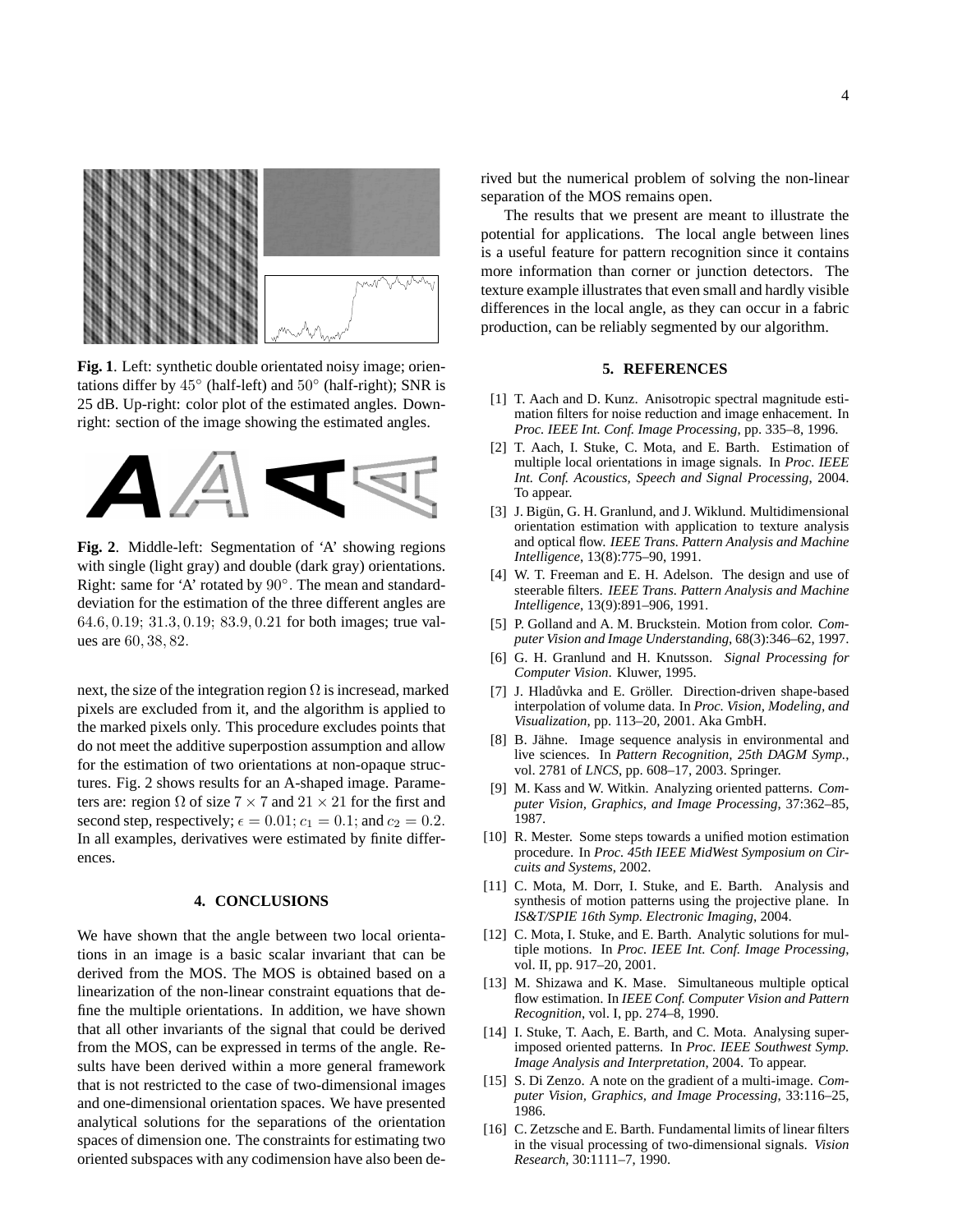**Fig. 1**. Left: synthetic double orientated noisy image; orientations differ by $45^\circ$ (half-left) and $50^\circ$ (half-right); SNR is 25 dB. Up-right: color plot of the estimated angles. Down-right: section of the image showing the estimated angles.

**Fig. 2**. Middle-left: Segmentation of 'A' showing regions with single (light gray) and double (dark gray) orientations. Right: same for 'A' rotated by $90^\circ$. The mean and standard-deviation for the estimation of the three different angles are $64.6, 0.19$; $31.3, 0.19$; $83.9, 0.21$ for both images; true values are $60, 38, 82$.

next, the size of the integration region $\Omega$ is incresead, marked pixels are excluded from it, and the algorithm is applied to the marked pixels only. This procedure excludes points that do not meet the additive superpostion assumption and allow for the estimation of two orientations at non-opaque structures. Fig. 2 shows results for an A-shaped image. Parameters are: region $\Omega$ of size $7 \times 7$ and $21 \times 21$ for the first and second step, respectively; $\epsilon = 0.01$; $c_1 = 0.1$; and $c_2 = 0.2$. In all examples, derivatives were estimated by finite differences.

## 4. CONCLUSIONS

We have shown that the angle between two local orientations in an image is a basic scalar invariant that can be derived from the MOS. The MOS is obtained based on a linearization of the non-linear constraint equations that define the multiple orientations. In addition, we have shown that all other invariants of the signal that could be derived from the MOS, can be expressed in terms of the angle. Results have been derived within a more general framework that is not restricted to the case of two-dimensional images and one-dimensional orientation spaces. We have presented analytical solutions for the separations of the orientation spaces of dimension one. The constraints for estimating two oriented subspaces with any codimension have also been derived but the numerical problem of solving the non-linear separation of the MOS remains open.

The results that we present are meant to illustrate the potential for applications. The local angle between lines is a useful feature for pattern recognition since it contains more information than corner or junction detectors. The texture example illustrates that even small and hardly visible differences in the local angle, as they can occur in a fabric production, can be reliably segmented by our algorithm.

## 5. REFERENCES

[1] T. Aach and D. Kunz. Anisotropic spectral magnitude estimation filters for noise reduction and image enhacement. In *Proc. IEEE Int. Conf. Image Processing*, pp. 335–8, 1996.

[2] T. Aach, I. Stuke, C. Mota, and E. Barth. Estimation of multiple local orientations in image signals. In *Proc. IEEE Int. Conf. Acoustics, Speech and Signal Processing*, 2004. To appear.

[3] J. Bigün, G. H. Granlund, and J. Wiklund. Multidimensional orientation estimation with application to texture analysis and optical flow. *IEEE Trans. Pattern Analysis and Machine Intelligence*, 13(8):775–90, 1991.

[4] W. T. Freeman and E. H. Adelson. The design and use of steerable filters. *IEEE Trans. Pattern Analysis and Machine Intelligence*, 13(9):891–906, 1991.

[5] P. Golland and A. M. Bruckstein. Motion from color. *Computer Vision and Image Understanding*, 68(3):346–62, 1997.

[6] G. H. Granlund and H. Knutsson. *Signal Processing for Computer Vision*. Kluwer, 1995.

[7] J. Hladůvka and E. Gröller. Direction-driven shape-based interpolation of volume data. In *Proc. Vision, Modeling, and Visualization*, pp. 113–20, 2001. Aka GmbH.

[8] B. Jähne. Image sequence analysis in environmental and live sciences. In *Pattern Recognition, 25th DAGM Symp.*, vol. 2781 of *LNCS*, pp. 608–17, 2003. Springer.

[9] M. Kass and W. Witkin. Analyzing oriented patterns. *Computer Vision, Graphics, and Image Processing*, 37:362–85, 1987.

[10] R. Mester. Some steps towards a unified motion estimation procedure. In *Proc. 45th IEEE MidWest Symposium on Circuits and Systems*, 2002.

[11] C. Mota, M. Dorr, I. Stuke, and E. Barth. Analysis and synthesis of motion patterns using the projective plane. In *IS&T/SPIE 16th Symp. Electronic Imaging*, 2004.

[12] C. Mota, I. Stuke, and E. Barth. Analytic solutions for multiple motions. In *Proc. IEEE Int. Conf. Image Processing*, vol. II, pp. 917–20, 2001.

[13] M. Shizawa and K. Mase. Simultaneous multiple optical flow estimation. In *IEEE Conf. Computer Vision and Pattern Recognition*, vol. I, pp. 274–8, 1990.

[14] I. Stuke, T. Aach, E. Barth, and C. Mota. Analysing superimposed oriented patterns. In *Proc. IEEE Southwest Symp. Image Analysis and Interpretation*, 2004. To appear.

[15] S. Di Zenzo. A note on the gradient of a multi-image. *Computer Vision, Graphics, and Image Processing*, 33:116–25, 1986.

[16] C. Zetzsche and E. Barth. Fundamental limits of linear filters in the visual processing of two-dimensional signals. *Vision Research*, 30:1111–7, 1990.